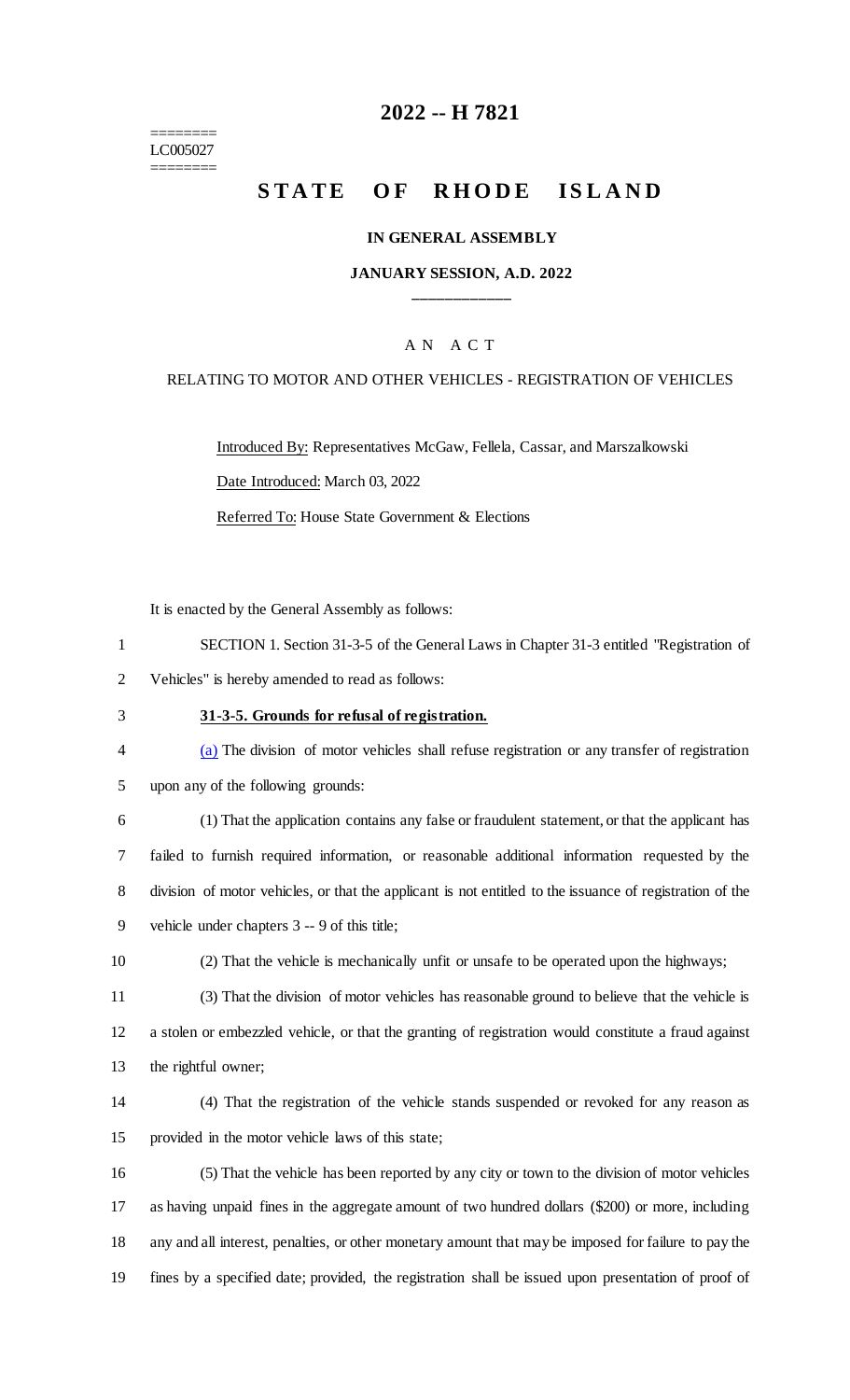========
LC005027
========

# 2022 -- H 7821

# STATE OF RHODE ISLAND

**IN GENERAL ASSEMBLY**

**JANUARY SESSION, A.D. 2022**

\_\_\_\_\_\_\_\_\_\_\_\_

A N A C T

RELATING TO MOTOR AND OTHER VEHICLES - REGISTRATION OF VEHICLES

Introduced By: Representatives McGaw, Fellela, Cassar, and Marszalkowski

Date Introduced: March 03, 2022

Referred To: House State Government & Elections

It is enacted by the General Assembly as follows:

1 SECTION 1. Section 31-3-5 of the General Laws in Chapter 31-3 entitled "Registration of
2 Vehicles" is hereby amended to read as follows:

3 **31-3-5. Grounds for refusal of registration.**

4 (a) The division of motor vehicles shall refuse registration or any transfer of registration
5 upon any of the following grounds:

6 (1) That the application contains any false or fraudulent statement, or that the applicant has
7 failed to furnish required information, or reasonable additional information requested by the
8 division of motor vehicles, or that the applicant is not entitled to the issuance of registration of the
9 vehicle under chapters 3 -- 9 of this title;

10 (2) That the vehicle is mechanically unfit or unsafe to be operated upon the highways;

11 (3) That the division of motor vehicles has reasonable ground to believe that the vehicle is
12 a stolen or embezzled vehicle, or that the granting of registration would constitute a fraud against
13 the rightful owner;

14 (4) That the registration of the vehicle stands suspended or revoked for any reason as
15 provided in the motor vehicle laws of this state;

16 (5) That the vehicle has been reported by any city or town to the division of motor vehicles
17 as having unpaid fines in the aggregate amount of two hundred dollars ($200) or more, including
18 any and all interest, penalties, or other monetary amount that may be imposed for failure to pay the
19 fines by a specified date; provided, the registration shall be issued upon presentation of proof of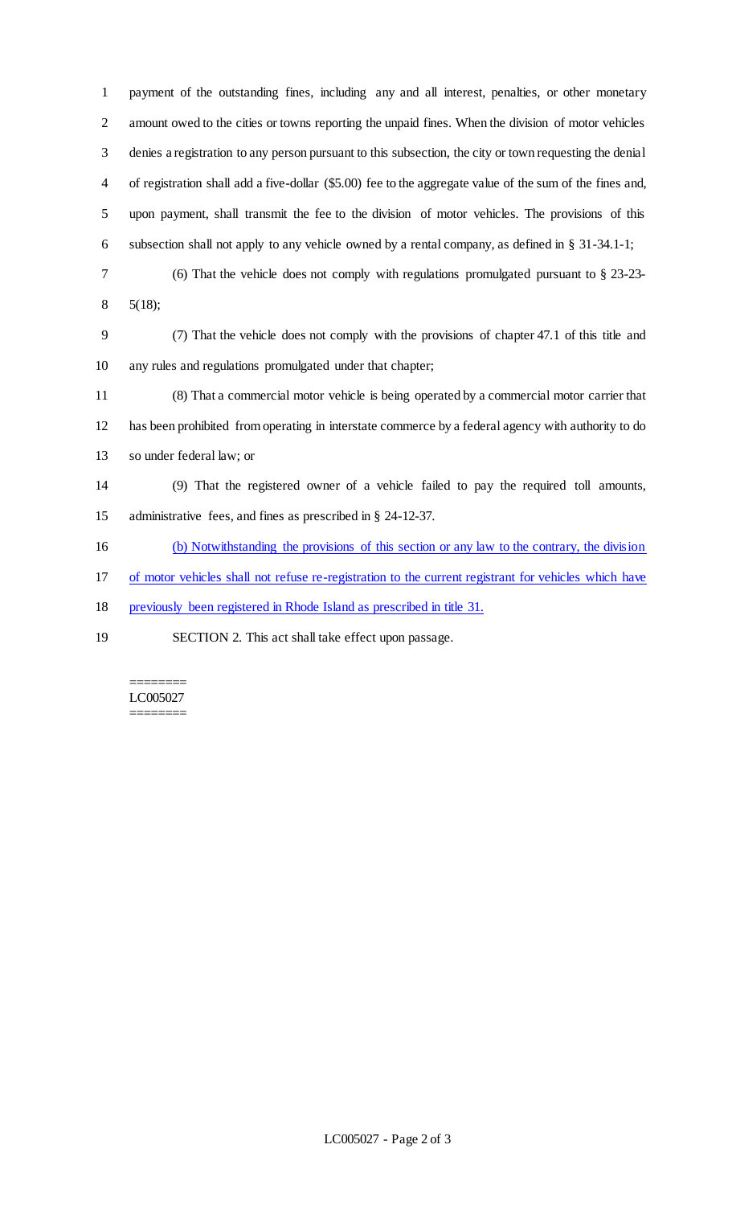payment of the outstanding fines, including any and all interest, penalties, or other monetary amount owed to the cities or towns reporting the unpaid fines. When the division of motor vehicles denies a registration to any person pursuant to this subsection, the city or town requesting the denial of registration shall add a five-dollar ($5.00) fee to the aggregate value of the sum of the fines and, upon payment, shall transmit the fee to the division of motor vehicles. The provisions of this subsection shall not apply to any vehicle owned by a rental company, as defined in § 31-34.1-1;

(6) That the vehicle does not comply with regulations promulgated pursuant to § 23-23-5(18);

(7) That the vehicle does not comply with the provisions of chapter 47.1 of this title and any rules and regulations promulgated under that chapter;

(8) That a commercial motor vehicle is being operated by a commercial motor carrier that has been prohibited from operating in interstate commerce by a federal agency with authority to do so under federal law; or

(9) That the registered owner of a vehicle failed to pay the required toll amounts, administrative fees, and fines as prescribed in § 24-12-37.

<u>(b) Notwithstanding the provisions of this section or any law to the contrary, the division of motor vehicles shall not refuse re-registration to the current registrant for vehicles which have previously been registered in Rhode Island as prescribed in title 31.</u>

SECTION 2. This act shall take effect upon passage.

========
LC005027
========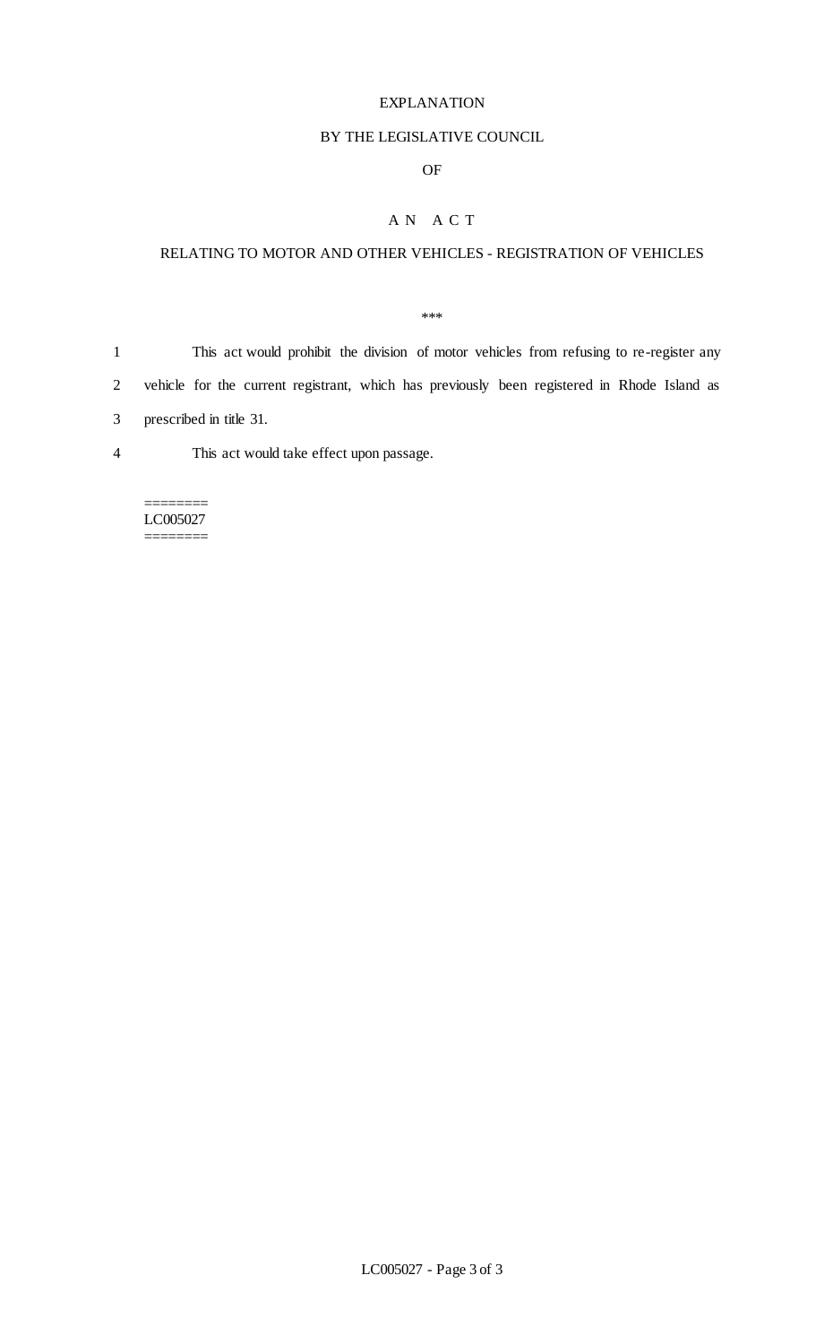EXPLANATION

BY THE LEGISLATIVE COUNCIL

OF

A N A C T

RELATING TO MOTOR AND OTHER VEHICLES - REGISTRATION OF VEHICLES

\*\*\*

1 This act would prohibit the division of motor vehicles from refusing to re-register any
2 vehicle for the current registrant, which has previously been registered in Rhode Island as
3 prescribed in title 31.

4 This act would take effect upon passage.

========
LC005027
========